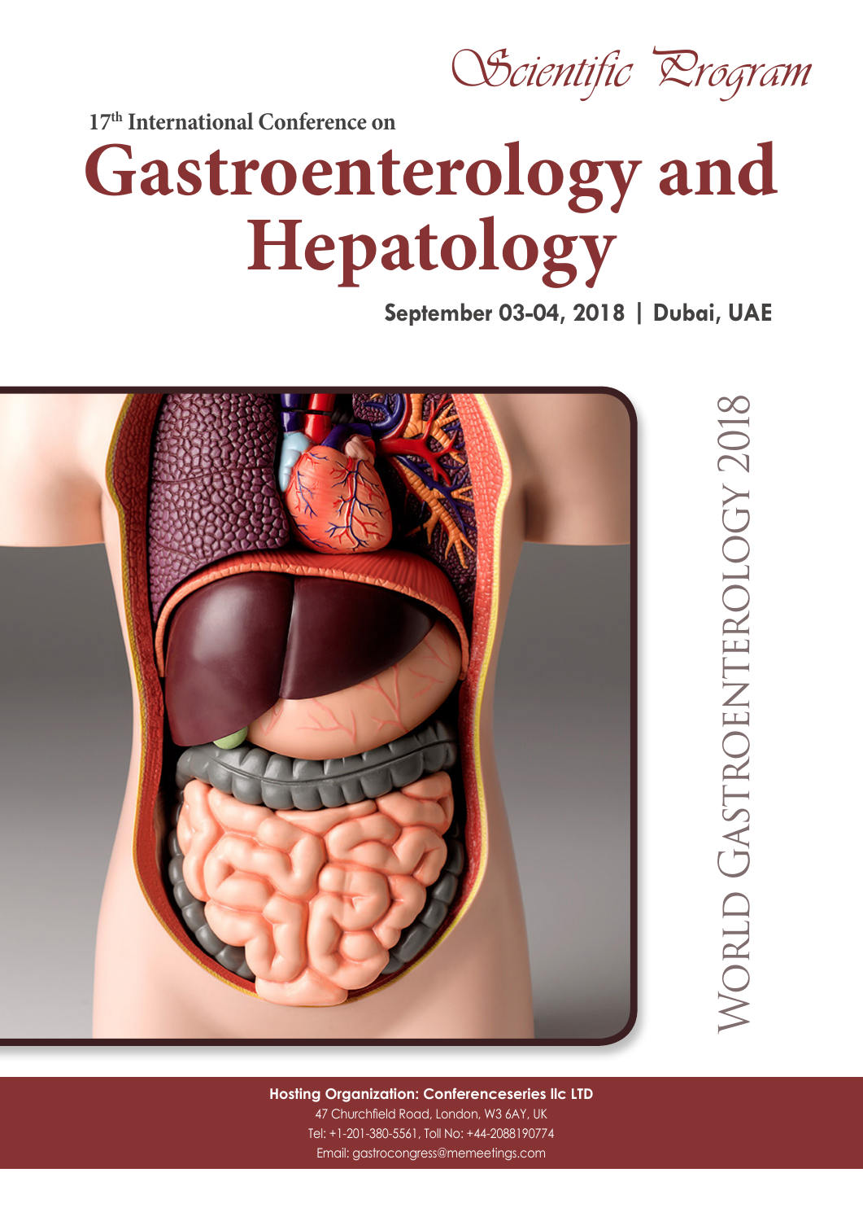*Scientific Program*

17th International Conference on

# Gastroenterology and Hepatology

**September 03-04, 2018 | Dubai, UAE**

WORLD GASTROENTEROLOGY 2018

**Hosting Organization: Conferenceseries llc LTD**

47 Churchfield Road, London, W3 6AY, UK

Tel: +1-201-380-5561, Toll No: +44-2088190774

Email: gastrocongress@memeetings.com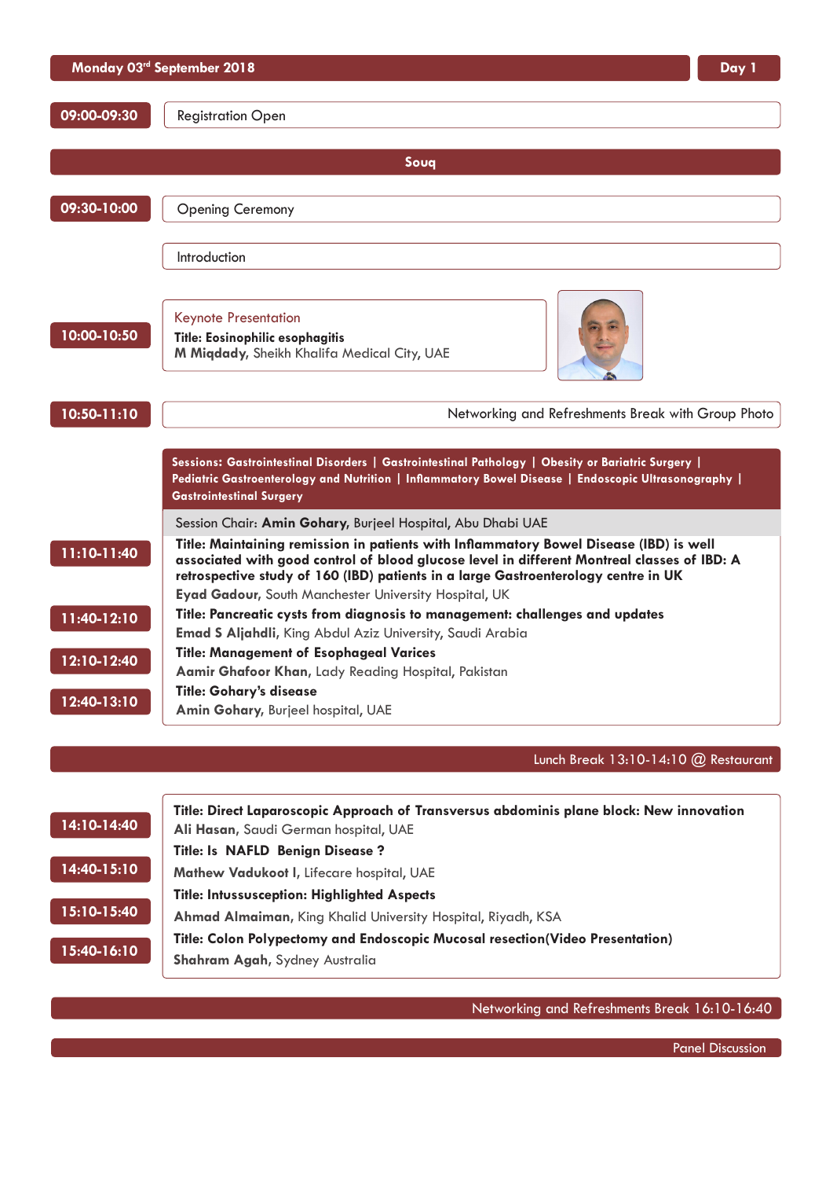**Monday 03rd September 2018** | **Day 1**

**09:00-09:30** Registration Open

## Souq

**09:30-10:00** Opening Ceremony

Introduction

**10:00-10:50**
Keynote Presentation
**Title: Eosinophilic esophagitis**
**M Miqdady**, Sheikh Khalifa Medical City, UAE

**10:50-11:10** Networking and Refreshments Break with Group Photo

**Sessions: Gastrointestinal Disorders | Gastrointestinal Pathology | Obesity or Bariatric Surgery | Pediatric Gastroenterology and Nutrition | Inflammatory Bowel Disease | Endoscopic Ultrasonography | Gastrointestinal Surgery**

Session Chair: **Amin Gohary,** Burjeel Hospital, Abu Dhabi UAE

**11:10-11:40**
**Title: Maintaining remission in patients with Inflammatory Bowel Disease (IBD) is well associated with good control of blood glucose level in different Montreal classes of IBD: A retrospective study of 160 (IBD) patients in a large Gastroenterology centre in UK**
**Eyad Gadour**, South Manchester University Hospital, UK

**11:40-12:10**
**Title: Pancreatic cysts from diagnosis to management: challenges and updates**
**Emad S Aljahdli,** King Abdul Aziz University, Saudi Arabia

**12:10-12:40**
**Title: Management of Esophageal Varices**
**Aamir Ghafoor Khan,** Lady Reading Hospital, Pakistan

**12:40-13:10**
**Title: Gohary's disease**
**Amin Gohary,** Burjeel hospital, UAE

Lunch Break 13:10-14:10 @ Restaurant

**14:10-14:40**
**Title: Direct Laparoscopic Approach of Transversus abdominis plane block: New innovation**
**Ali Hasan,** Saudi German hospital, UAE

**14:40-15:10**
**Title: Is NAFLD Benign Disease ?**
**Mathew Vadukoot I,** Lifecare hospital, UAE

**15:10-15:40**
**Title: Intussusception: Highlighted Aspects**
**Ahmad Almaiman,** King Khalid University Hospital, Riyadh, KSA

**15:40-16:10**
**Title: Colon Polypectomy and Endoscopic Mucosal resection(Video Presentation)**
**Shahram Agah,** Sydney Australia

Networking and Refreshments Break 16:10-16:40

Panel Discussion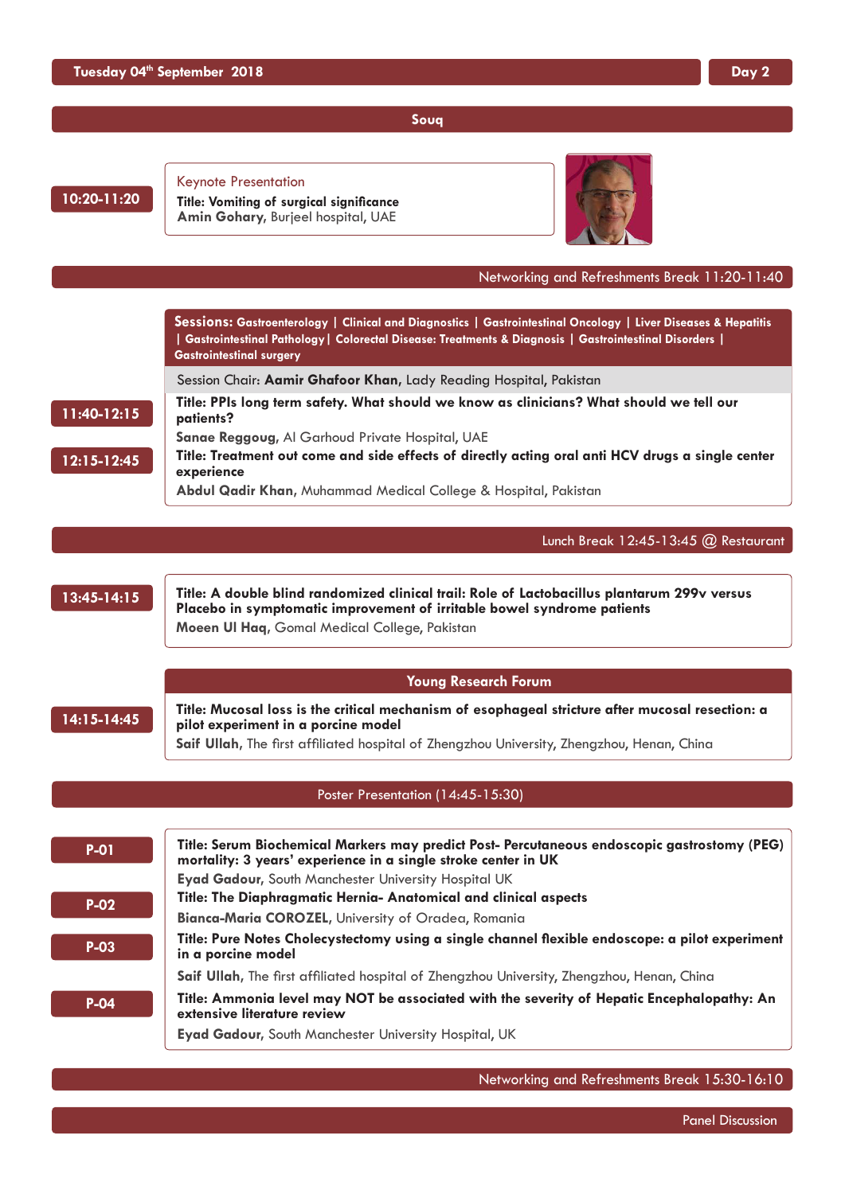**Tuesday 04th September 2018** | **Day 2**

## Souq

**10:20-11:20**

Keynote Presentation
**Title: Vomiting of surgical significance**
**Amin Gohary**, Burjeel hospital, UAE

Networking and Refreshments Break 11:20-11:40

**Sessions:** Gastroenterology | Clinical and Diagnostics | Gastrointestinal Oncology | Liver Diseases & Hepatitis | Gastrointestinal Pathology | Colorectal Disease: Treatments & Diagnosis | Gastrointestinal Disorders | Gastrointestinal surgery

Session Chair: **Aamir Ghafoor Khan**, Lady Reading Hospital, Pakistan

**11:40-12:15**
**Title: PPIs long term safety. What should we know as clinicians? What should we tell our patients?**
**Sanae Reggoug**, Al Garhoud Private Hospital, UAE

**12:15-12:45**
**Title: Treatment out come and side effects of directly acting oral anti HCV drugs a single center experience**
**Abdul Qadir Khan**, Muhammad Medical College & Hospital, Pakistan

Lunch Break 12:45-13:45 @ Restaurant

**13:45-14:15**
**Title: A double blind randomized clinical trail: Role of Lactobacillus plantarum 299v versus Placebo in symptomatic improvement of irritable bowel syndrome patients**
**Moeen Ul Haq**, Gomal Medical College, Pakistan

### Young Research Forum

**14:15-14:45**
**Title: Mucosal loss is the critical mechanism of esophageal stricture after mucosal resection: a pilot experiment in a porcine model**
**Saif Ullah**, The first affiliated hospital of Zhengzhou University, Zhengzhou, Henan, China

## Poster Presentation (14:45-15:30)

**P-01**
**Title: Serum Biochemical Markers may predict Post- Percutaneous endoscopic gastrostomy (PEG) mortality: 3 years' experience in a single stroke center in UK**
**Eyad Gadour**, South Manchester University Hospital UK

**P-02**
**Title: The Diaphragmatic Hernia- Anatomical and clinical aspects**
**Bianca-Maria COROZEL**, University of Oradea, Romania

**P-03**
**Title: Pure Notes Cholecystectomy using a single channel flexible endoscope: a pilot experiment in a porcine model**
**Saif Ullah**, The first affiliated hospital of Zhengzhou University, Zhengzhou, Henan, China

**P-04**
**Title: Ammonia level may NOT be associated with the severity of Hepatic Encephalopathy: An extensive literature review**
**Eyad Gadour**, South Manchester University Hospital, UK

Networking and Refreshments Break 15:30-16:10

Panel Discussion